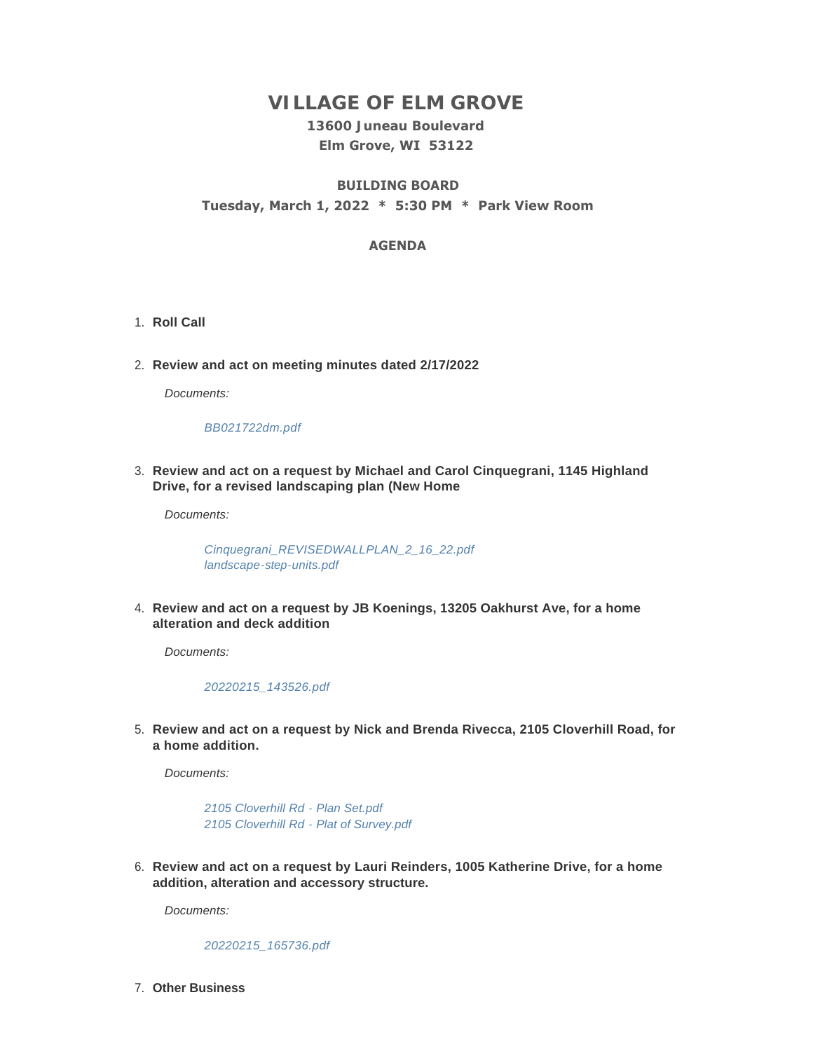# VILLAGE OF ELM GROVE

**13600 Juneau Boulevard**
**Elm Grove, WI 53122**

**BUILDING BOARD**
**Tuesday, March 1, 2022 * 5:30 PM * Park View Room**

**AGENDA**

1. **Roll Call**

2. **Review and act on meeting minutes dated 2/17/2022**

   *Documents:*

   *BB021722dm.pdf*

3. **Review and act on a request by Michael and Carol Cinquegrani, 1145 Highland Drive, for a revised landscaping plan (New Home**

   *Documents:*

   *Cinquegrani_REVISEDWALLPLAN_2_16_22.pdf*
   *landscape-step-units.pdf*

4. **Review and act on a request by JB Koenings, 13205 Oakhurst Ave, for a home alteration and deck addition**

   *Documents:*

   *20220215_143526.pdf*

5. **Review and act on a request by Nick and Brenda Rivecca, 2105 Cloverhill Road, for a home addition.**

   *Documents:*

   *2105 Cloverhill Rd - Plan Set.pdf*
   *2105 Cloverhill Rd - Plat of Survey.pdf*

6. **Review and act on a request by Lauri Reinders, 1005 Katherine Drive, for a home addition, alteration and accessory structure.**

   *Documents:*

   *20220215_165736.pdf*

7. **Other Business**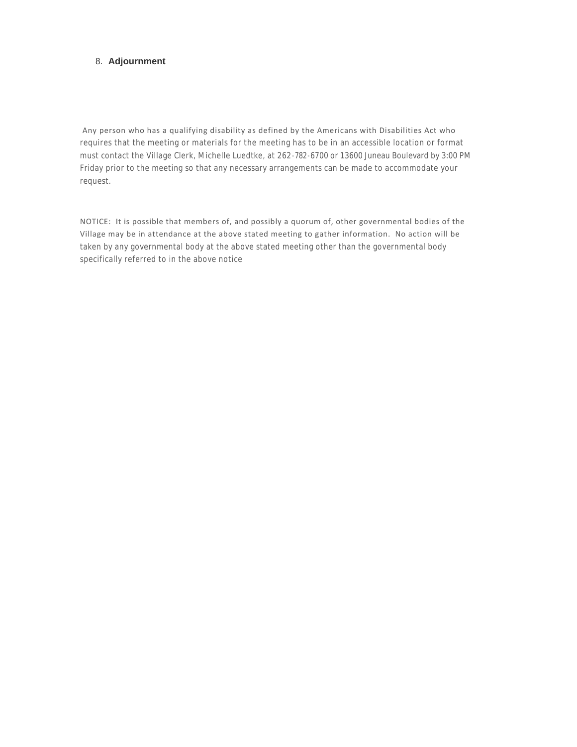8. **Adjournment**

Any person who has a qualifying disability as defined by the Americans with Disabilities Act who requires that the meeting or materials for the meeting has to be in an accessible location or format must contact the Village Clerk, Michelle Luedtke, at 262-782-6700 or 13600 Juneau Boulevard by 3:00 PM Friday prior to the meeting so that any necessary arrangements can be made to accommodate your request.

NOTICE: It is possible that members of, and possibly a quorum of, other governmental bodies of the Village may be in attendance at the above stated meeting to gather information. No action will be taken by any governmental body at the above stated meeting other than the governmental body specifically referred to in the above notice